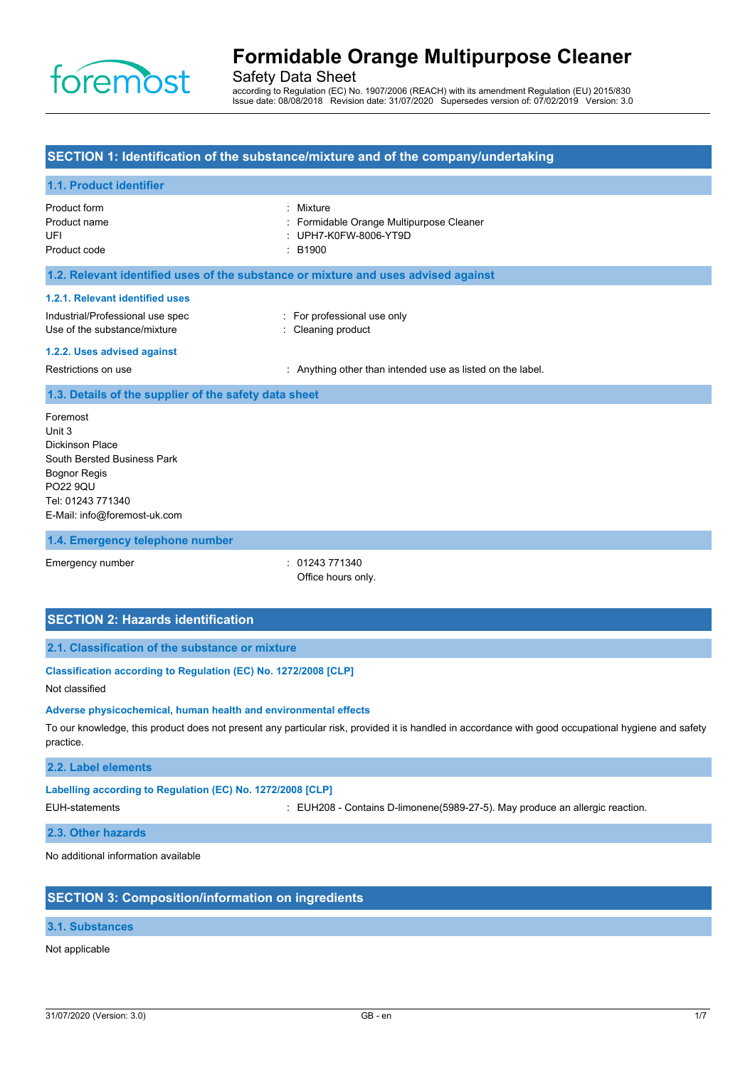# Formidable Orange Multipurpose Cleaner

Safety Data Sheet

according to Regulation (EC) No. 1907/2006 (REACH) with its amendment Regulation (EU) 2015/830
Issue date: 08/08/2018 Revision date: 31/07/2020 Supersedes version of: 07/02/2019 Version: 3.0

## SECTION 1: Identification of the substance/mixture and of the company/undertaking

### 1.1. Product identifier

| | |
|---|---|
| Product form | : Mixture |
| Product name | : Formidable Orange Multipurpose Cleaner |
| UFI | : UPH7-K0FW-8006-YT9D |
| Product code | : B1900 |

### 1.2. Relevant identified uses of the substance or mixture and uses advised against

#### 1.2.1. Relevant identified uses

| | |
|---|---|
| Industrial/Professional use spec | : For professional use only |
| Use of the substance/mixture | : Cleaning product |

#### 1.2.2. Uses advised against

| | |
|---|---|
| Restrictions on use | : Anything other than intended use as listed on the label. |

### 1.3. Details of the supplier of the safety data sheet

Foremost
Unit 3
Dickinson Place
South Bersted Business Park
Bognor Regis
PO22 9QU
Tel: 01243 771340
E-Mail: info@foremost-uk.com

### 1.4. Emergency telephone number

| | |
|---|---|
| Emergency number | : 01243 771340<br>Office hours only. |

## SECTION 2: Hazards identification

### 2.1. Classification of the substance or mixture

#### Classification according to Regulation (EC) No. 1272/2008 [CLP]

Not classified

#### Adverse physicochemical, human health and environmental effects

To our knowledge, this product does not present any particular risk, provided it is handled in accordance with good occupational hygiene and safety practice.

### 2.2. Label elements

#### Labelling according to Regulation (EC) No. 1272/2008 [CLP]

| | |
|---|---|
| EUH-statements | : EUH208 - Contains D-limonene(5989-27-5). May produce an allergic reaction. |

### 2.3. Other hazards

No additional information available

## SECTION 3: Composition/information on ingredients

### 3.1. Substances

Not applicable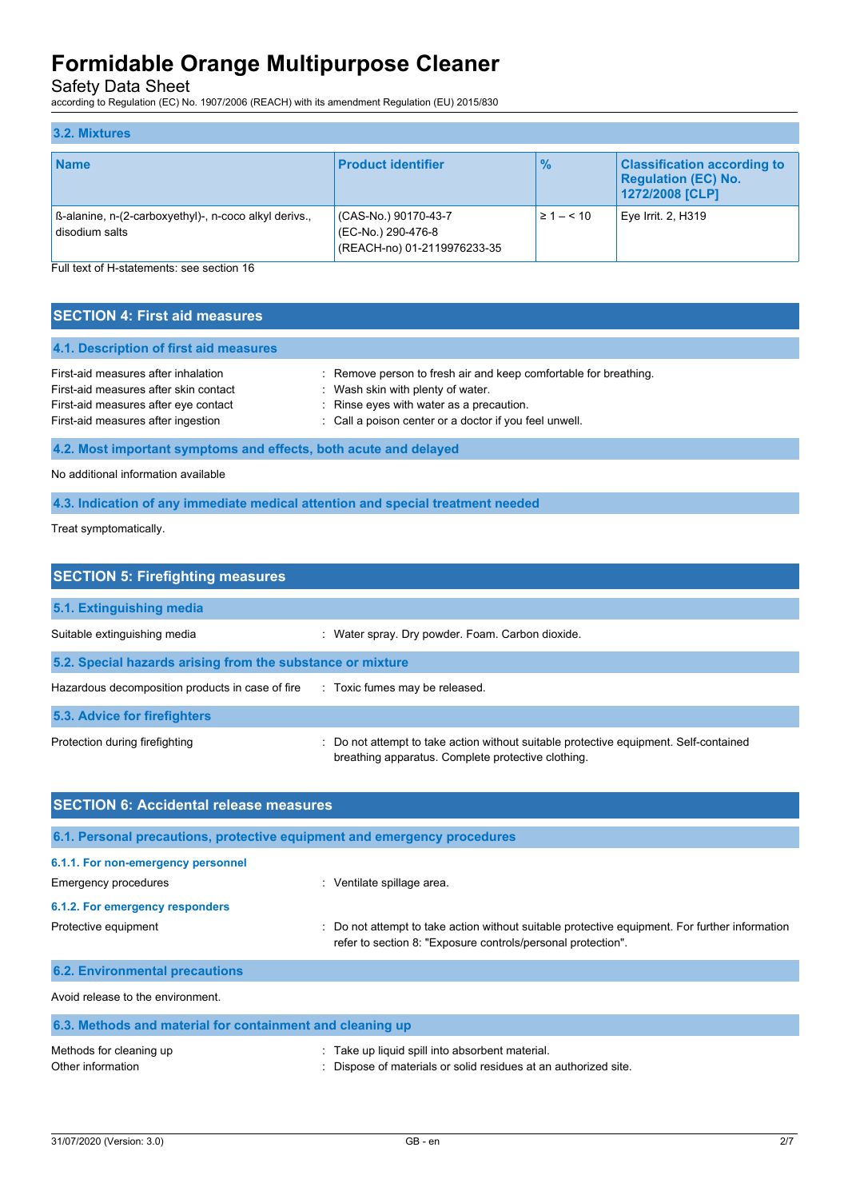### 3.2. Mixtures

| Name | Product identifier | % | Classification according to Regulation (EC) No. 1272/2008 [CLP] |
|---|---|---|---|
| ß-alanine, n-(2-carboxyethyl)-, n-coco alkyl derivs., disodium salts | (CAS-No.) 90170-43-7<br>(EC-No.) 290-476-8<br>(REACH-no) 01-2119976233-35 | ≥ 1 – < 10 | Eye Irrit. 2, H319 |

Full text of H-statements: see section 16

## SECTION 4: First aid measures

### 4.1. Description of first aid measures

First-aid measures after inhalation : Remove person to fresh air and keep comfortable for breathing.
First-aid measures after skin contact : Wash skin with plenty of water.
First-aid measures after eye contact : Rinse eyes with water as a precaution.
First-aid measures after ingestion : Call a poison center or a doctor if you feel unwell.

### 4.2. Most important symptoms and effects, both acute and delayed

No additional information available

### 4.3. Indication of any immediate medical attention and special treatment needed

Treat symptomatically.

## SECTION 5: Firefighting measures

### 5.1. Extinguishing media

Suitable extinguishing media : Water spray. Dry powder. Foam. Carbon dioxide.

### 5.2. Special hazards arising from the substance or mixture

Hazardous decomposition products in case of fire : Toxic fumes may be released.

### 5.3. Advice for firefighters

Protection during firefighting : Do not attempt to take action without suitable protective equipment. Self-contained breathing apparatus. Complete protective clothing.

## SECTION 6: Accidental release measures

### 6.1. Personal precautions, protective equipment and emergency procedures

#### 6.1.1. For non-emergency personnel

Emergency procedures : Ventilate spillage area.

#### 6.1.2. For emergency responders

Protective equipment : Do not attempt to take action without suitable protective equipment. For further information refer to section 8: "Exposure controls/personal protection".

### 6.2. Environmental precautions

Avoid release to the environment.

### 6.3. Methods and material for containment and cleaning up

Methods for cleaning up : Take up liquid spill into absorbent material.
Other information : Dispose of materials or solid residues at an authorized site.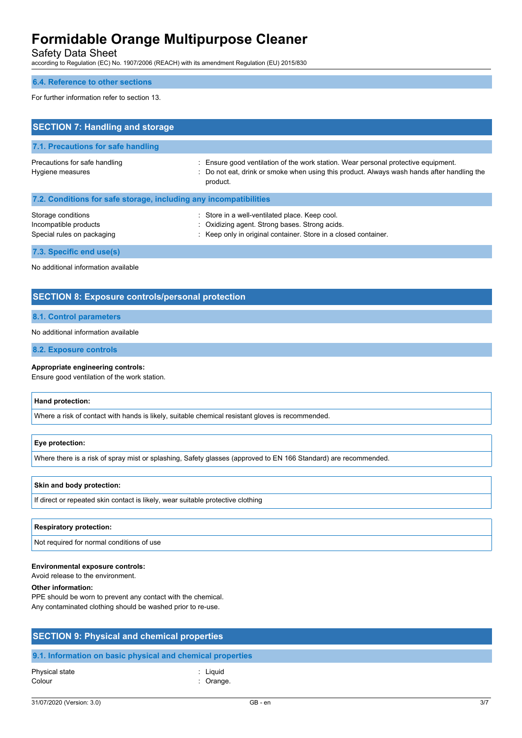### 6.4. Reference to other sections

For further information refer to section 13.

## SECTION 7: Handling and storage

### 7.1. Precautions for safe handling

Precautions for safe handling : Ensure good ventilation of the work station. Wear personal protective equipment.
Hygiene measures : Do not eat, drink or smoke when using this product. Always wash hands after handling the product.

### 7.2. Conditions for safe storage, including any incompatibilities

Storage conditions : Store in a well-ventilated place. Keep cool.
Incompatible products : Oxidizing agent. Strong bases. Strong acids.
Special rules on packaging : Keep only in original container. Store in a closed container.

### 7.3. Specific end use(s)

No additional information available

## SECTION 8: Exposure controls/personal protection

### 8.1. Control parameters

No additional information available

### 8.2. Exposure controls

**Appropriate engineering controls:**
Ensure good ventilation of the work station.

| **Hand protection:** |
|---|
| Where a risk of contact with hands is likely, suitable chemical resistant gloves is recommended. |

| **Eye protection:** |
|---|
| Where there is a risk of spray mist or splashing, Safety glasses (approved to EN 166 Standard) are recommended. |

| **Skin and body protection:** |
|---|
| If direct or repeated skin contact is likely, wear suitable protective clothing |

| **Respiratory protection:** |
|---|
| Not required for normal conditions of use |

**Environmental exposure controls:**
Avoid release to the environment.

**Other information:**
PPE should be worn to prevent any contact with the chemical.
Any contaminated clothing should be washed prior to re-use.

## SECTION 9: Physical and chemical properties

### 9.1. Information on basic physical and chemical properties

Physical state : Liquid
Colour : Orange.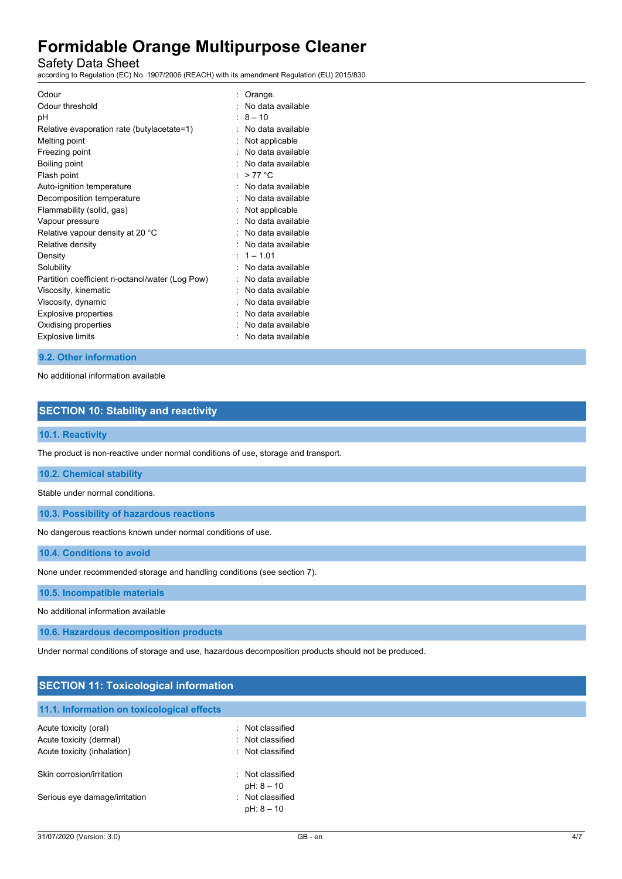| | |
|---|---|
| Odour | : Orange. |
| Odour threshold | : No data available |
| pH | : 8 – 10 |
| Relative evaporation rate (butylacetate=1) | : No data available |
| Melting point | : Not applicable |
| Freezing point | : No data available |
| Boiling point | : No data available |
| Flash point | : > 77 °C |
| Auto-ignition temperature | : No data available |
| Decomposition temperature | : No data available |
| Flammability (solid, gas) | : Not applicable |
| Vapour pressure | : No data available |
| Relative vapour density at 20 °C | : No data available |
| Relative density | : No data available |
| Density | : 1 – 1.01 |
| Solubility | : No data available |
| Partition coefficient n-octanol/water (Log Pow) | : No data available |
| Viscosity, kinematic | : No data available |
| Viscosity, dynamic | : No data available |
| Explosive properties | : No data available |
| Oxidising properties | : No data available |
| Explosive limits | : No data available |

### 9.2. Other information

No additional information available

## SECTION 10: Stability and reactivity

### 10.1. Reactivity

The product is non-reactive under normal conditions of use, storage and transport.

### 10.2. Chemical stability

Stable under normal conditions.

### 10.3. Possibility of hazardous reactions

No dangerous reactions known under normal conditions of use.

### 10.4. Conditions to avoid

None under recommended storage and handling conditions (see section 7).

### 10.5. Incompatible materials

No additional information available

### 10.6. Hazardous decomposition products

Under normal conditions of storage and use, hazardous decomposition products should not be produced.

## SECTION 11: Toxicological information

### 11.1. Information on toxicological effects

| | |
|---|---|
| Acute toxicity (oral) | : Not classified |
| Acute toxicity (dermal) | : Not classified |
| Acute toxicity (inhalation) | : Not classified |
| Skin corrosion/irritation | : Not classified<br>pH: 8 – 10 |
| Serious eye damage/irritation | : Not classified<br>pH: 8 – 10 |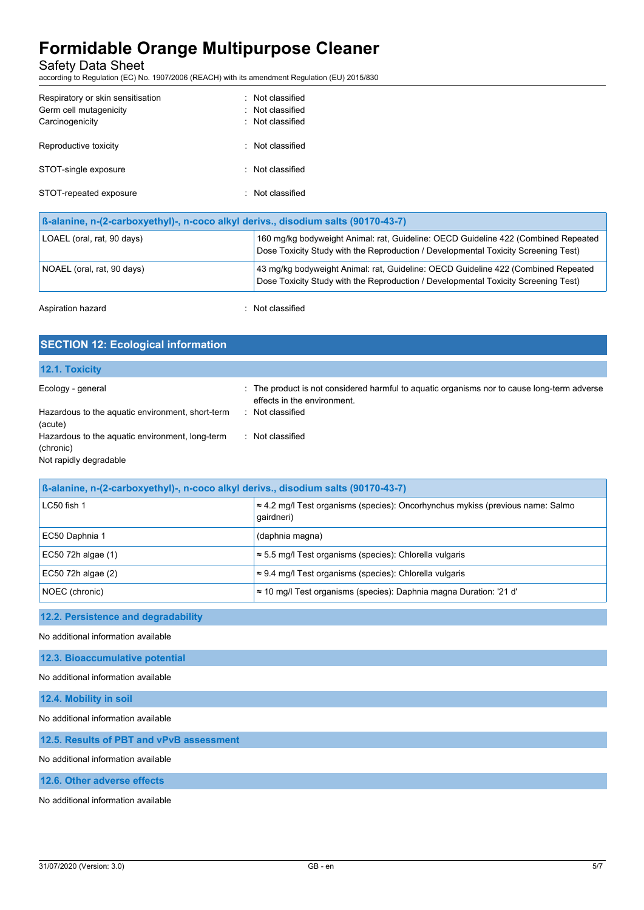| | |
|---|---|
| Respiratory or skin sensitisation | : Not classified |
| Germ cell mutagenicity | : Not classified |
| Carcinogenicity | : Not classified |
| Reproductive toxicity | : Not classified |
| STOT-single exposure | : Not classified |
| STOT-repeated exposure | : Not classified |

| ß-alanine, n-(2-carboxyethyl)-, n-coco alkyl derivs., disodium salts (90170-43-7) | |
|---|---|
| LOAEL (oral, rat, 90 days) | 160 mg/kg bodyweight Animal: rat, Guideline: OECD Guideline 422 (Combined Repeated Dose Toxicity Study with the Reproduction / Developmental Toxicity Screening Test) |
| NOAEL (oral, rat, 90 days) | 43 mg/kg bodyweight Animal: rat, Guideline: OECD Guideline 422 (Combined Repeated Dose Toxicity Study with the Reproduction / Developmental Toxicity Screening Test) |

Aspiration hazard : Not classified

## SECTION 12: Ecological information

### 12.1. Toxicity

| | |
|---|---|
| Ecology - general | : The product is not considered harmful to aquatic organisms nor to cause long-term adverse effects in the environment. |
| Hazardous to the aquatic environment, short-term (acute) | : Not classified |
| Hazardous to the aquatic environment, long-term (chronic) | : Not classified |

Not rapidly degradable

| ß-alanine, n-(2-carboxyethyl)-, n-coco alkyl derivs., disodium salts (90170-43-7) | |
|---|---|
| LC50 fish 1 | ≈ 4.2 mg/l Test organisms (species): Oncorhynchus mykiss (previous name: Salmo gairdneri) |
| EC50 Daphnia 1 | (daphnia magna) |
| EC50 72h algae (1) | ≈ 5.5 mg/l Test organisms (species): Chlorella vulgaris |
| EC50 72h algae (2) | ≈ 9.4 mg/l Test organisms (species): Chlorella vulgaris |
| NOEC (chronic) | ≈ 10 mg/l Test organisms (species): Daphnia magna Duration: '21 d' |

### 12.2. Persistence and degradability

No additional information available

### 12.3. Bioaccumulative potential

No additional information available

### 12.4. Mobility in soil

No additional information available

### 12.5. Results of PBT and vPvB assessment

No additional information available

### 12.6. Other adverse effects

No additional information available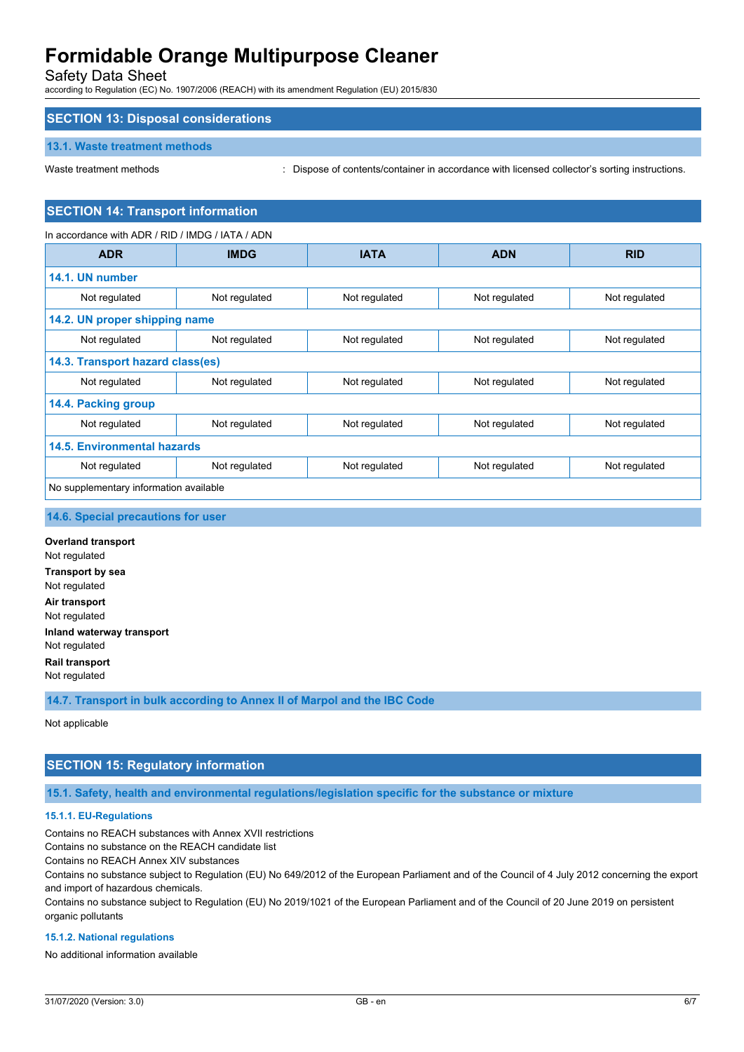## SECTION 13: Disposal considerations

### 13.1. Waste treatment methods

Waste treatment methods : Dispose of contents/container in accordance with licensed collector's sorting instructions.

## SECTION 14: Transport information

In accordance with ADR / RID / IMDG / IATA / ADN

| ADR | IMDG | IATA | ADN | RID |
|---|---|---|---|---|
| **14.1. UN number** | | | | |
| Not regulated | Not regulated | Not regulated | Not regulated | Not regulated |
| **14.2. UN proper shipping name** | | | | |
| Not regulated | Not regulated | Not regulated | Not regulated | Not regulated |
| **14.3. Transport hazard class(es)** | | | | |
| Not regulated | Not regulated | Not regulated | Not regulated | Not regulated |
| **14.4. Packing group** | | | | |
| Not regulated | Not regulated | Not regulated | Not regulated | Not regulated |
| **14.5. Environmental hazards** | | | | |
| Not regulated | Not regulated | Not regulated | Not regulated | Not regulated |
| No supplementary information available | | | | |

### 14.6. Special precautions for user

**Overland transport**
Not regulated

**Transport by sea**
Not regulated

**Air transport**
Not regulated

**Inland waterway transport**
Not regulated

**Rail transport**
Not regulated

### 14.7. Transport in bulk according to Annex II of Marpol and the IBC Code

Not applicable

## SECTION 15: Regulatory information

### 15.1. Safety, health and environmental regulations/legislation specific for the substance or mixture

#### 15.1.1. EU-Regulations

Contains no REACH substances with Annex XVII restrictions
Contains no substance on the REACH candidate list
Contains no REACH Annex XIV substances
Contains no substance subject to Regulation (EU) No 649/2012 of the European Parliament and of the Council of 4 July 2012 concerning the export and import of hazardous chemicals.
Contains no substance subject to Regulation (EU) No 2019/1021 of the European Parliament and of the Council of 20 June 2019 on persistent organic pollutants

#### 15.1.2. National regulations

No additional information available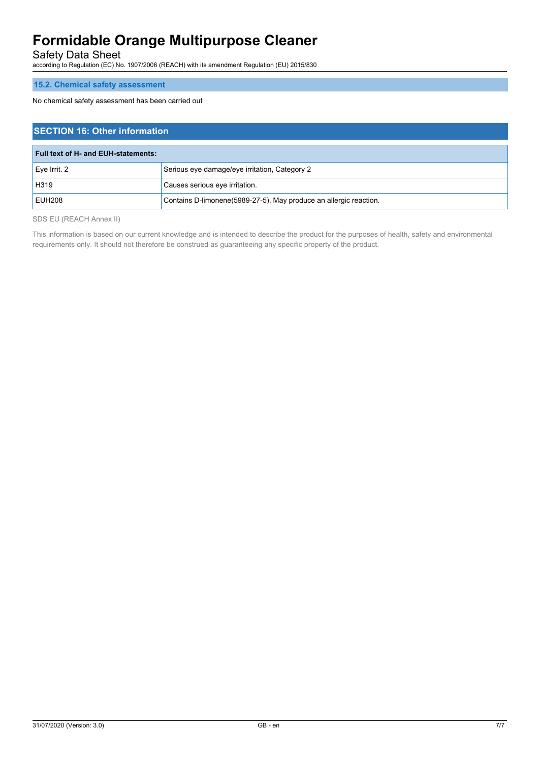### 15.2. Chemical safety assessment

No chemical safety assessment has been carried out

## SECTION 16: Other information

| Full text of H- and EUH-statements: | |
|---|---|
| Eye Irrit. 2 | Serious eye damage/eye irritation, Category 2 |
| H319 | Causes serious eye irritation. |
| EUH208 | Contains D-limonene(5989-27-5). May produce an allergic reaction. |

SDS EU (REACH Annex II)

This information is based on our current knowledge and is intended to describe the product for the purposes of health, safety and environmental requirements only. It should not therefore be construed as guaranteeing any specific property of the product.